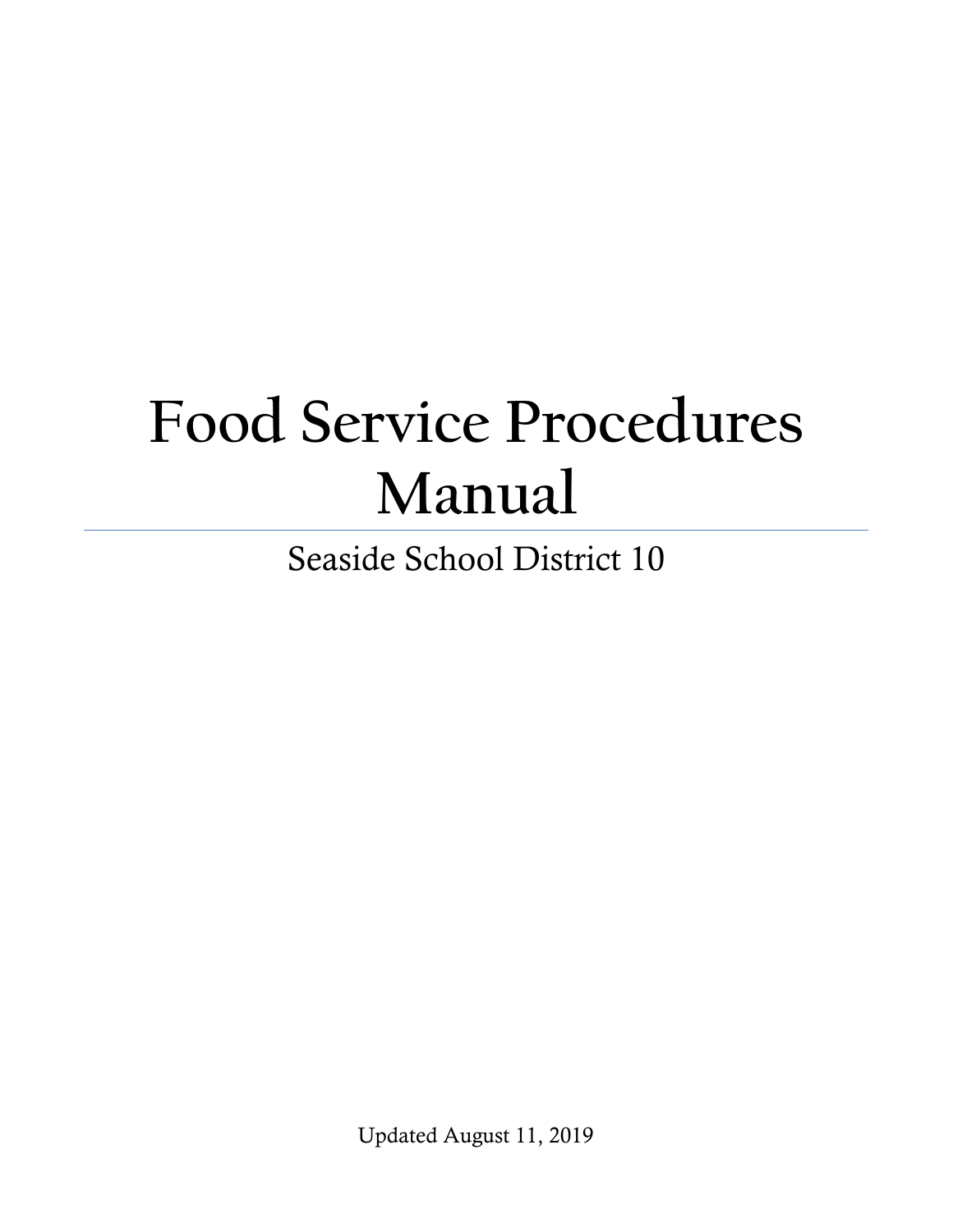# Food Service Procedures Manual

Seaside School District 10

Updated August 11, 2019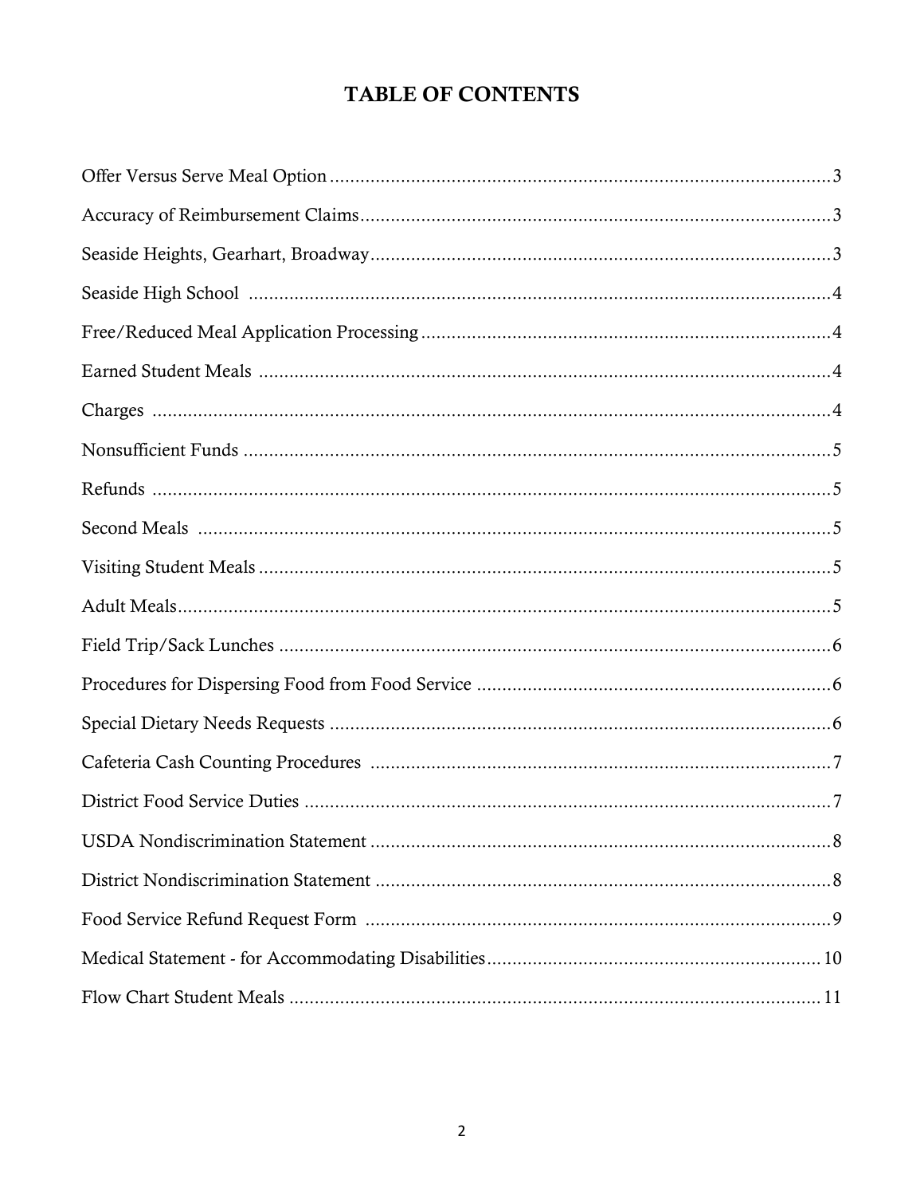# TABLE OF CONTENTS

| Section | Page |
| --- | --- |
| Offer Versus Serve Meal Option | 3 |
| Accuracy of Reimbursement Claims | 3 |
| Seaside Heights, Gearhart, Broadway | 3 |
| Seaside High School | 4 |
| Free/Reduced Meal Application Processing | 4 |
| Earned Student Meals | 4 |
| Charges | 4 |
| Nonsufficient Funds | 5 |
| Refunds | 5 |
| Second Meals | 5 |
| Visiting Student Meals | 5 |
| Adult Meals | 5 |
| Field Trip/Sack Lunches | 6 |
| Procedures for Dispersing Food from Food Service | 6 |
| Special Dietary Needs Requests | 6 |
| Cafeteria Cash Counting Procedures | 7 |
| District Food Service Duties | 7 |
| USDA Nondiscrimination Statement | 8 |
| District Nondiscrimination Statement | 8 |
| Food Service Refund Request Form | 9 |
| Medical Statement - for Accommodating Disabilities | 10 |
| Flow Chart Student Meals | 11 |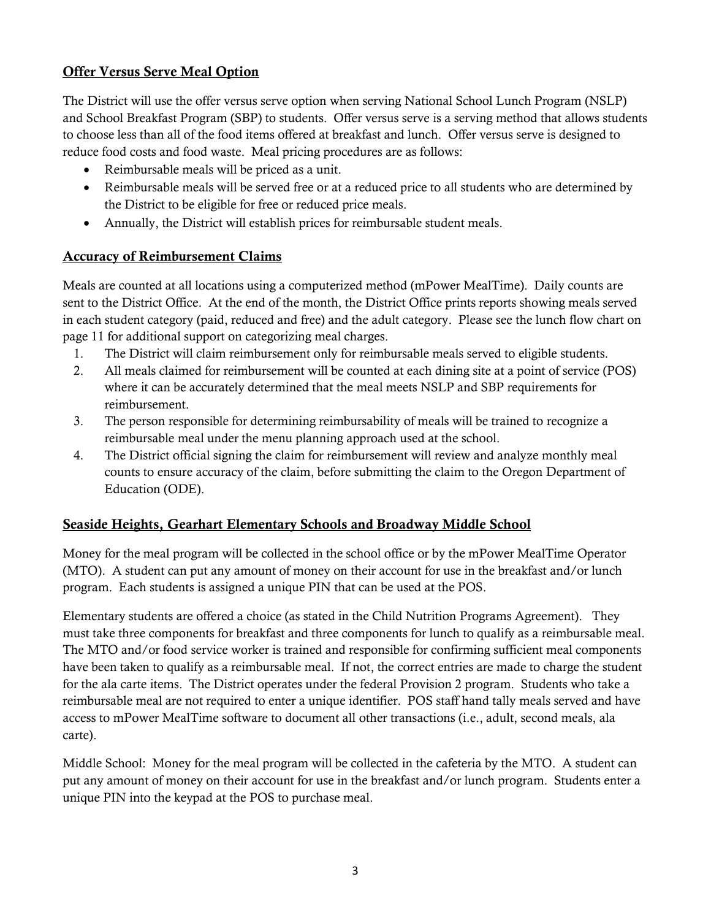## Offer Versus Serve Meal Option

The District will use the offer versus serve option when serving National School Lunch Program (NSLP) and School Breakfast Program (SBP) to students. Offer versus serve is a serving method that allows students to choose less than all of the food items offered at breakfast and lunch. Offer versus serve is designed to reduce food costs and food waste. Meal pricing procedures are as follows:

- Reimbursable meals will be priced as a unit.
- Reimbursable meals will be served free or at a reduced price to all students who are determined by the District to be eligible for free or reduced price meals.
- Annually, the District will establish prices for reimbursable student meals.

## Accuracy of Reimbursement Claims

Meals are counted at all locations using a computerized method (mPower MealTime). Daily counts are sent to the District Office. At the end of the month, the District Office prints reports showing meals served in each student category (paid, reduced and free) and the adult category. Please see the lunch flow chart on page 11 for additional support on categorizing meal charges.

1. The District will claim reimbursement only for reimbursable meals served to eligible students.
2. All meals claimed for reimbursement will be counted at each dining site at a point of service (POS) where it can be accurately determined that the meal meets NSLP and SBP requirements for reimbursement.
3. The person responsible for determining reimbursability of meals will be trained to recognize a reimbursable meal under the menu planning approach used at the school.
4. The District official signing the claim for reimbursement will review and analyze monthly meal counts to ensure accuracy of the claim, before submitting the claim to the Oregon Department of Education (ODE).

## Seaside Heights, Gearhart Elementary Schools and Broadway Middle School

Money for the meal program will be collected in the school office or by the mPower MealTime Operator (MTO). A student can put any amount of money on their account for use in the breakfast and/or lunch program. Each students is assigned a unique PIN that can be used at the POS.

Elementary students are offered a choice (as stated in the Child Nutrition Programs Agreement). They must take three components for breakfast and three components for lunch to qualify as a reimbursable meal. The MTO and/or food service worker is trained and responsible for confirming sufficient meal components have been taken to qualify as a reimbursable meal. If not, the correct entries are made to charge the student for the ala carte items. The District operates under the federal Provision 2 program. Students who take a reimbursable meal are not required to enter a unique identifier. POS staff hand tally meals served and have access to mPower MealTime software to document all other transactions (i.e., adult, second meals, ala carte).

Middle School: Money for the meal program will be collected in the cafeteria by the MTO. A student can put any amount of money on their account for use in the breakfast and/or lunch program. Students enter a unique PIN into the keypad at the POS to purchase meal.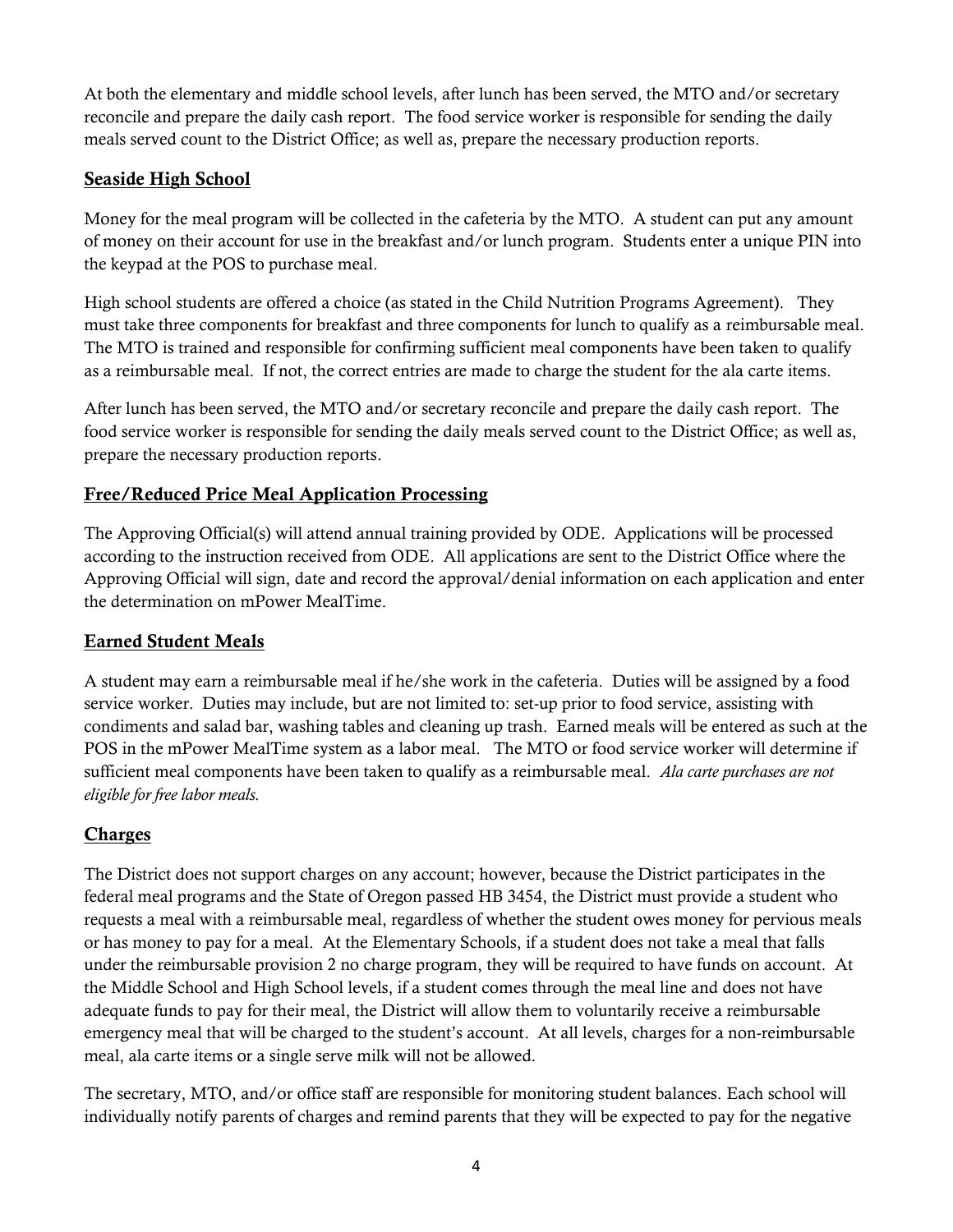At both the elementary and middle school levels, after lunch has been served, the MTO and/or secretary reconcile and prepare the daily cash report. The food service worker is responsible for sending the daily meals served count to the District Office; as well as, prepare the necessary production reports.

## Seaside High School

Money for the meal program will be collected in the cafeteria by the MTO. A student can put any amount of money on their account for use in the breakfast and/or lunch program. Students enter a unique PIN into the keypad at the POS to purchase meal.

High school students are offered a choice (as stated in the Child Nutrition Programs Agreement). They must take three components for breakfast and three components for lunch to qualify as a reimbursable meal. The MTO is trained and responsible for confirming sufficient meal components have been taken to qualify as a reimbursable meal. If not, the correct entries are made to charge the student for the ala carte items.

After lunch has been served, the MTO and/or secretary reconcile and prepare the daily cash report. The food service worker is responsible for sending the daily meals served count to the District Office; as well as, prepare the necessary production reports.

## Free/Reduced Price Meal Application Processing

The Approving Official(s) will attend annual training provided by ODE. Applications will be processed according to the instruction received from ODE. All applications are sent to the District Office where the Approving Official will sign, date and record the approval/denial information on each application and enter the determination on mPower MealTime.

## Earned Student Meals

A student may earn a reimbursable meal if he/she work in the cafeteria. Duties will be assigned by a food service worker. Duties may include, but are not limited to: set-up prior to food service, assisting with condiments and salad bar, washing tables and cleaning up trash. Earned meals will be entered as such at the POS in the mPower MealTime system as a labor meal. The MTO or food service worker will determine if sufficient meal components have been taken to qualify as a reimbursable meal. *Ala carte purchases are not eligible for free labor meals.*

## Charges

The District does not support charges on any account; however, because the District participates in the federal meal programs and the State of Oregon passed HB 3454, the District must provide a student who requests a meal with a reimbursable meal, regardless of whether the student owes money for pervious meals or has money to pay for a meal. At the Elementary Schools, if a student does not take a meal that falls under the reimbursable provision 2 no charge program, they will be required to have funds on account. At the Middle School and High School levels, if a student comes through the meal line and does not have adequate funds to pay for their meal, the District will allow them to voluntarily receive a reimbursable emergency meal that will be charged to the student's account. At all levels, charges for a non-reimbursable meal, ala carte items or a single serve milk will not be allowed.

The secretary, MTO, and/or office staff are responsible for monitoring student balances. Each school will individually notify parents of charges and remind parents that they will be expected to pay for the negative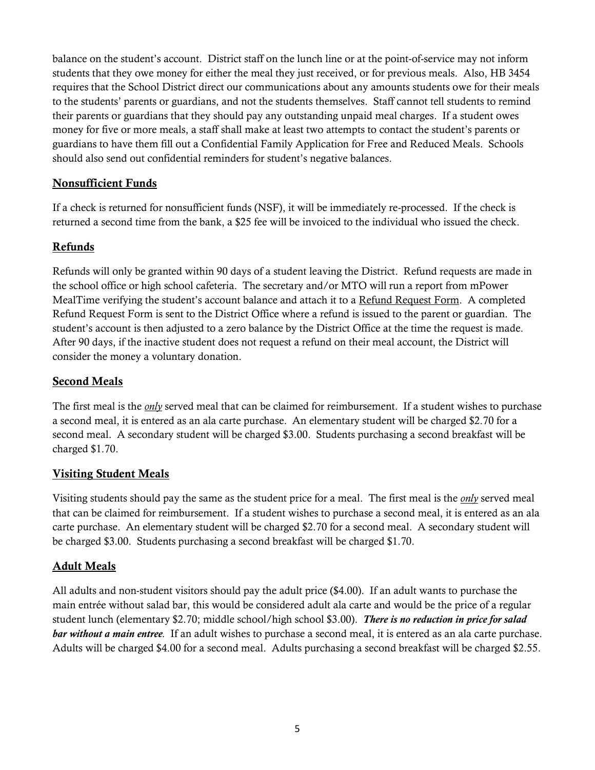balance on the student's account. District staff on the lunch line or at the point-of-service may not inform students that they owe money for either the meal they just received, or for previous meals. Also, HB 3454 requires that the School District direct our communications about any amounts students owe for their meals to the students' parents or guardians, and not the students themselves. Staff cannot tell students to remind their parents or guardians that they should pay any outstanding unpaid meal charges. If a student owes money for five or more meals, a staff shall make at least two attempts to contact the student's parents or guardians to have them fill out a Confidential Family Application for Free and Reduced Meals. Schools should also send out confidential reminders for student's negative balances.

## Nonsufficient Funds

If a check is returned for nonsufficient funds (NSF), it will be immediately re-processed. If the check is returned a second time from the bank, a $25 fee will be invoiced to the individual who issued the check.

## Refunds

Refunds will only be granted within 90 days of a student leaving the District. Refund requests are made in the school office or high school cafeteria. The secretary and/or MTO will run a report from mPower MealTime verifying the student's account balance and attach it to a Refund Request Form. A completed Refund Request Form is sent to the District Office where a refund is issued to the parent or guardian. The student's account is then adjusted to a zero balance by the District Office at the time the request is made. After 90 days, if the inactive student does not request a refund on their meal account, the District will consider the money a voluntary donation.

## Second Meals

The first meal is the ***only*** served meal that can be claimed for reimbursement. If a student wishes to purchase a second meal, it is entered as an ala carte purchase. An elementary student will be charged $2.70 for a second meal. A secondary student will be charged $3.00. Students purchasing a second breakfast will be charged $1.70.

## Visiting Student Meals

Visiting students should pay the same as the student price for a meal. The first meal is the ***only*** served meal that can be claimed for reimbursement. If a student wishes to purchase a second meal, it is entered as an ala carte purchase. An elementary student will be charged $2.70 for a second meal. A secondary student will be charged $3.00. Students purchasing a second breakfast will be charged $1.70.

## Adult Meals

All adults and non-student visitors should pay the adult price ($4.00). If an adult wants to purchase the main entrée without salad bar, this would be considered adult ala carte and would be the price of a regular student lunch (elementary $2.70; middle school/high school $3.00). ***There is no reduction in price for salad bar without a main entree.*** If an adult wishes to purchase a second meal, it is entered as an ala carte purchase. Adults will be charged $4.00 for a second meal. Adults purchasing a second breakfast will be charged $2.55.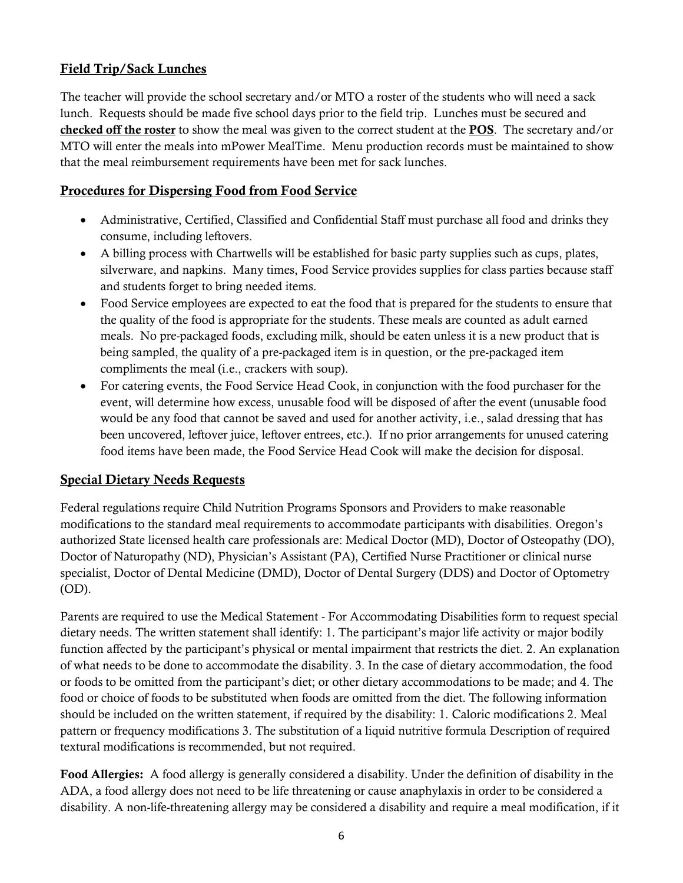## Field Trip/Sack Lunches

The teacher will provide the school secretary and/or MTO a roster of the students who will need a sack lunch. Requests should be made five school days prior to the field trip. Lunches must be secured and **checked off the roster** to show the meal was given to the correct student at the **POS**. The secretary and/or MTO will enter the meals into mPower MealTime. Menu production records must be maintained to show that the meal reimbursement requirements have been met for sack lunches.

## Procedures for Dispersing Food from Food Service

- Administrative, Certified, Classified and Confidential Staff must purchase all food and drinks they consume, including leftovers.
- A billing process with Chartwells will be established for basic party supplies such as cups, plates, silverware, and napkins. Many times, Food Service provides supplies for class parties because staff and students forget to bring needed items.
- Food Service employees are expected to eat the food that is prepared for the students to ensure that the quality of the food is appropriate for the students. These meals are counted as adult earned meals. No pre-packaged foods, excluding milk, should be eaten unless it is a new product that is being sampled, the quality of a pre-packaged item is in question, or the pre-packaged item compliments the meal (i.e., crackers with soup).
- For catering events, the Food Service Head Cook, in conjunction with the food purchaser for the event, will determine how excess, unusable food will be disposed of after the event (unusable food would be any food that cannot be saved and used for another activity, i.e., salad dressing that has been uncovered, leftover juice, leftover entrees, etc.). If no prior arrangements for unused catering food items have been made, the Food Service Head Cook will make the decision for disposal.

## Special Dietary Needs Requests

Federal regulations require Child Nutrition Programs Sponsors and Providers to make reasonable modifications to the standard meal requirements to accommodate participants with disabilities. Oregon's authorized State licensed health care professionals are: Medical Doctor (MD), Doctor of Osteopathy (DO), Doctor of Naturopathy (ND), Physician's Assistant (PA), Certified Nurse Practitioner or clinical nurse specialist, Doctor of Dental Medicine (DMD), Doctor of Dental Surgery (DDS) and Doctor of Optometry (OD).

Parents are required to use the Medical Statement - For Accommodating Disabilities form to request special dietary needs. The written statement shall identify: 1. The participant's major life activity or major bodily function affected by the participant's physical or mental impairment that restricts the diet. 2. An explanation of what needs to be done to accommodate the disability. 3. In the case of dietary accommodation, the food or foods to be omitted from the participant's diet; or other dietary accommodations to be made; and 4. The food or choice of foods to be substituted when foods are omitted from the diet. The following information should be included on the written statement, if required by the disability: 1. Caloric modifications 2. Meal pattern or frequency modifications 3. The substitution of a liquid nutritive formula Description of required textural modifications is recommended, but not required.

**Food Allergies:** A food allergy is generally considered a disability. Under the definition of disability in the ADA, a food allergy does not need to be life threatening or cause anaphylaxis in order to be considered a disability. A non-life-threatening allergy may be considered a disability and require a meal modification, if it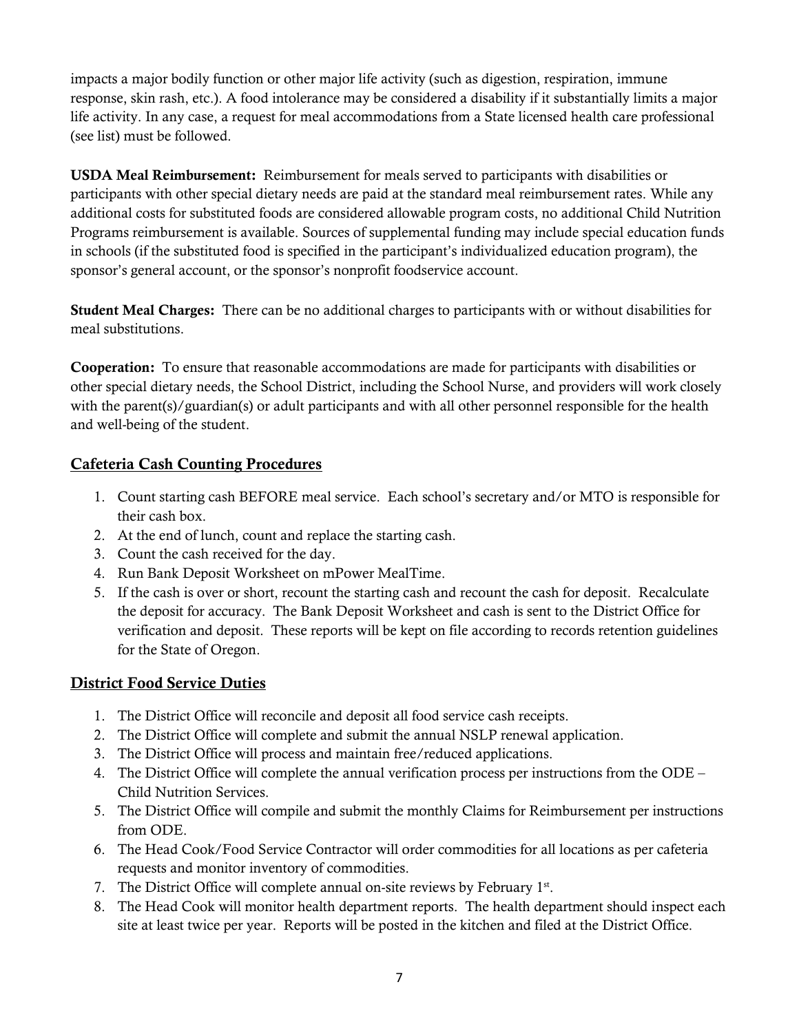impacts a major bodily function or other major life activity (such as digestion, respiration, immune response, skin rash, etc.). A food intolerance may be considered a disability if it substantially limits a major life activity. In any case, a request for meal accommodations from a State licensed health care professional (see list) must be followed.

**USDA Meal Reimbursement:** Reimbursement for meals served to participants with disabilities or participants with other special dietary needs are paid at the standard meal reimbursement rates. While any additional costs for substituted foods are considered allowable program costs, no additional Child Nutrition Programs reimbursement is available. Sources of supplemental funding may include special education funds in schools (if the substituted food is specified in the participant's individualized education program), the sponsor's general account, or the sponsor's nonprofit foodservice account.

**Student Meal Charges:** There can be no additional charges to participants with or without disabilities for meal substitutions.

**Cooperation:** To ensure that reasonable accommodations are made for participants with disabilities or other special dietary needs, the School District, including the School Nurse, and providers will work closely with the parent(s)/guardian(s) or adult participants and with all other personnel responsible for the health and well-being of the student.

## Cafeteria Cash Counting Procedures

1. Count starting cash BEFORE meal service. Each school's secretary and/or MTO is responsible for their cash box.
2. At the end of lunch, count and replace the starting cash.
3. Count the cash received for the day.
4. Run Bank Deposit Worksheet on mPower MealTime.
5. If the cash is over or short, recount the starting cash and recount the cash for deposit. Recalculate the deposit for accuracy. The Bank Deposit Worksheet and cash is sent to the District Office for verification and deposit. These reports will be kept on file according to records retention guidelines for the State of Oregon.

## District Food Service Duties

1. The District Office will reconcile and deposit all food service cash receipts.
2. The District Office will complete and submit the annual NSLP renewal application.
3. The District Office will process and maintain free/reduced applications.
4. The District Office will complete the annual verification process per instructions from the ODE – Child Nutrition Services.
5. The District Office will compile and submit the monthly Claims for Reimbursement per instructions from ODE.
6. The Head Cook/Food Service Contractor will order commodities for all locations as per cafeteria requests and monitor inventory of commodities.
7. The District Office will complete annual on-site reviews by February 1st.
8. The Head Cook will monitor health department reports. The health department should inspect each site at least twice per year. Reports will be posted in the kitchen and filed at the District Office.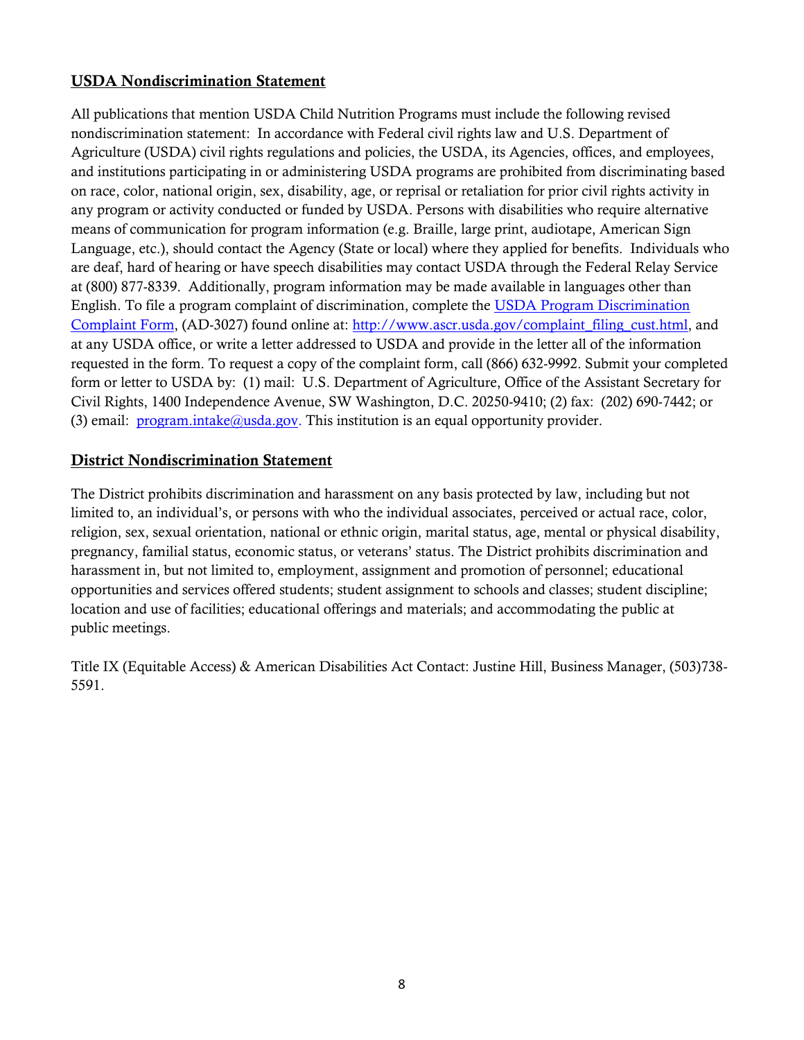## USDA Nondiscrimination Statement

All publications that mention USDA Child Nutrition Programs must include the following revised nondiscrimination statement: In accordance with Federal civil rights law and U.S. Department of Agriculture (USDA) civil rights regulations and policies, the USDA, its Agencies, offices, and employees, and institutions participating in or administering USDA programs are prohibited from discriminating based on race, color, national origin, sex, disability, age, or reprisal or retaliation for prior civil rights activity in any program or activity conducted or funded by USDA. Persons with disabilities who require alternative means of communication for program information (e.g. Braille, large print, audiotape, American Sign Language, etc.), should contact the Agency (State or local) where they applied for benefits. Individuals who are deaf, hard of hearing or have speech disabilities may contact USDA through the Federal Relay Service at (800) 877-8339. Additionally, program information may be made available in languages other than English. To file a program complaint of discrimination, complete the [USDA Program Discrimination Complaint Form](http://www.ascr.usda.gov/complaint_filing_cust.html), (AD-3027) found online at: http://www.ascr.usda.gov/complaint_filing_cust.html, and at any USDA office, or write a letter addressed to USDA and provide in the letter all of the information requested in the form. To request a copy of the complaint form, call (866) 632-9992. Submit your completed form or letter to USDA by: (1) mail: U.S. Department of Agriculture, Office of the Assistant Secretary for Civil Rights, 1400 Independence Avenue, SW Washington, D.C. 20250-9410; (2) fax: (202) 690-7442; or (3) email: program.intake@usda.gov. This institution is an equal opportunity provider.

## District Nondiscrimination Statement

The District prohibits discrimination and harassment on any basis protected by law, including but not limited to, an individual's, or persons with who the individual associates, perceived or actual race, color, religion, sex, sexual orientation, national or ethnic origin, marital status, age, mental or physical disability, pregnancy, familial status, economic status, or veterans' status. The District prohibits discrimination and harassment in, but not limited to, employment, assignment and promotion of personnel; educational opportunities and services offered students; student assignment to schools and classes; student discipline; location and use of facilities; educational offerings and materials; and accommodating the public at public meetings.

Title IX (Equitable Access) & American Disabilities Act Contact: Justine Hill, Business Manager, (503)738-5591.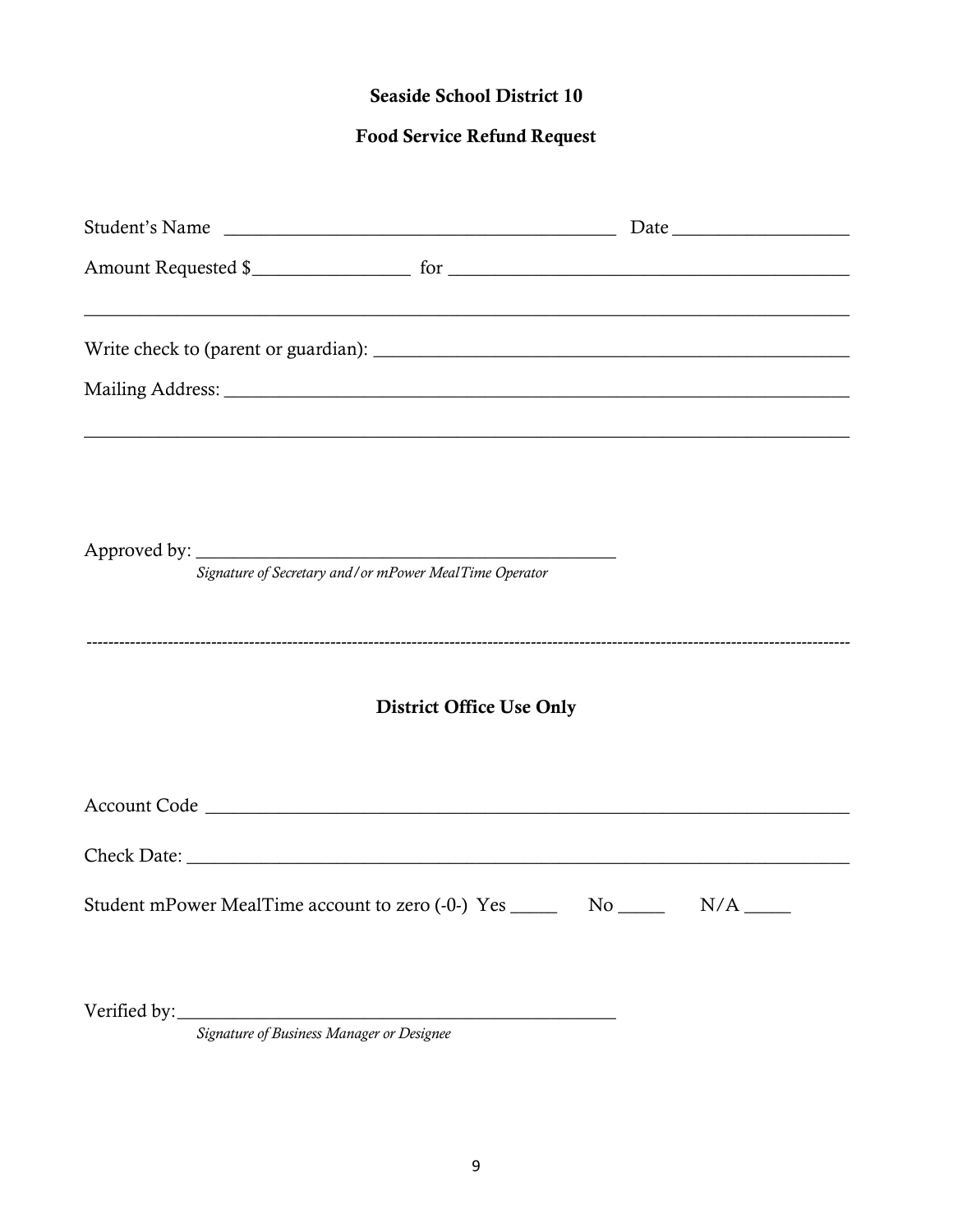## Seaside School District 10

## Food Service Refund Request

Student's Name ________________________________________ Date __________________

Amount Requested $________________ for __________________________________________

_____________________________________________________________________________

Write check to (parent or guardian): ___________________________________________

Mailing Address: _______________________________________________________________

_____________________________________________________________________________

Approved by: _____________________________________________

*Signature of Secretary and/or mPower MealTime Operator*

---

## District Office Use Only

Account Code ___________________________________________________________________

Check Date: ____________________________________________________________________

Student mPower MealTime account to zero (-0-) Yes _____ No _____ N/A _____

Verified by:_______________________________________________

*Signature of Business Manager or Designee*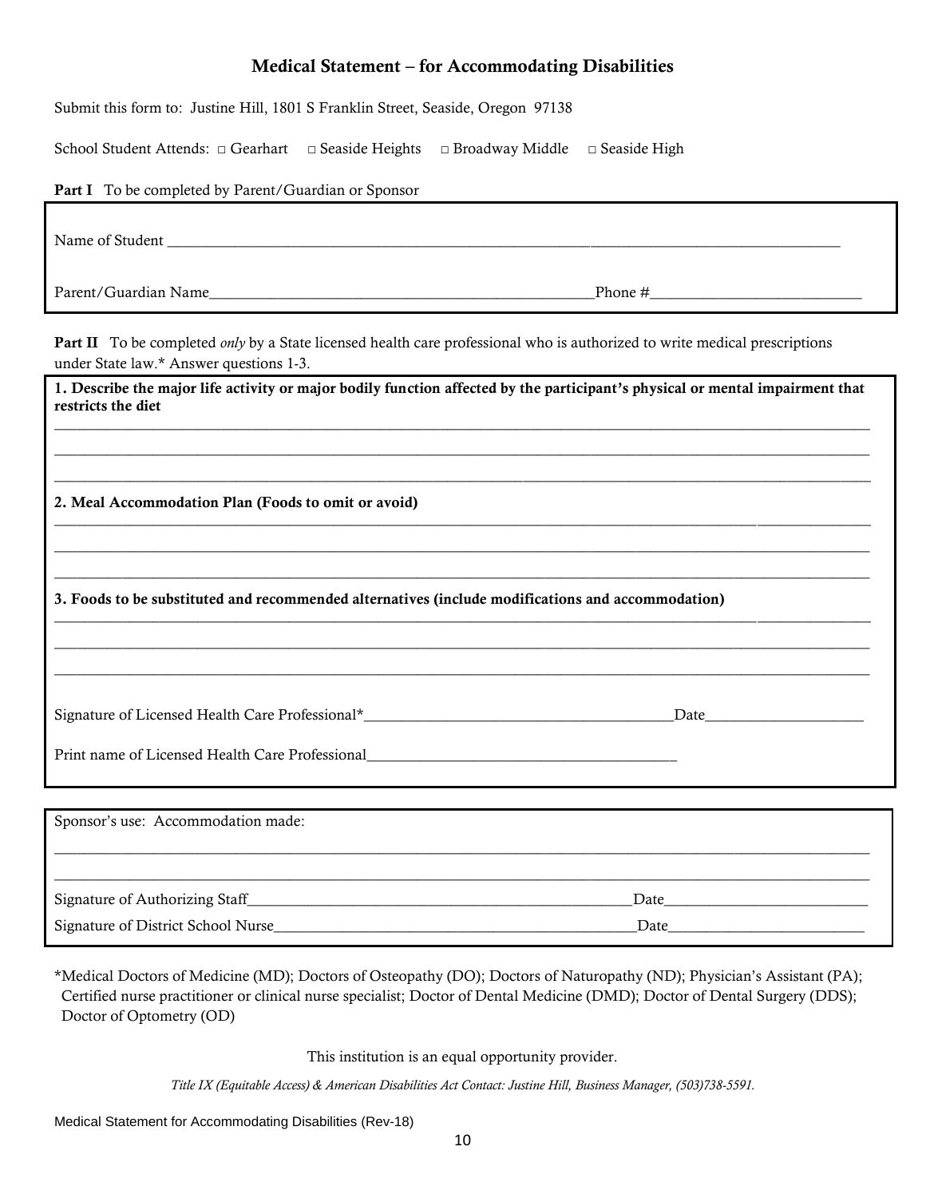# Medical Statement – for Accommodating Disabilities

Submit this form to: Justine Hill, 1801 S Franklin Street, Seaside, Oregon 97138

School Student Attends: □ Gearhart □ Seaside Heights □ Broadway Middle □ Seaside High

**Part I** To be completed by Parent/Guardian or Sponsor

Name of Student ______________________________________________________________________

Parent/Guardian Name__________________________________________ Phone #______________________

**Part II** To be completed *only* by a State licensed health care professional who is authorized to write medical prescriptions under State law.* Answer questions 1-3.

**1. Describe the major life activity or major bodily function affected by the participant's physical or mental impairment that restricts the diet**

______________________________________________________________________

______________________________________________________________________

______________________________________________________________________

**2. Meal Accommodation Plan (Foods to omit or avoid)**

______________________________________________________________________

______________________________________________________________________

______________________________________________________________________

**3. Foods to be substituted and recommended alternatives (include modifications and accommodation)**

______________________________________________________________________

______________________________________________________________________

______________________________________________________________________

Signature of Licensed Health Care Professional*________________________________Date________________

Print name of Licensed Health Care Professional________________________________

Sponsor's use: Accommodation made:

______________________________________________________________________

______________________________________________________________________

Signature of Authorizing Staff________________________________________Date____________________

Signature of District School Nurse____________________________________Date____________________

*Medical Doctors of Medicine (MD); Doctors of Osteopathy (DO); Doctors of Naturopathy (ND); Physician's Assistant (PA); Certified nurse practitioner or clinical nurse specialist; Doctor of Dental Medicine (DMD); Doctor of Dental Surgery (DDS); Doctor of Optometry (OD)

This institution is an equal opportunity provider.

*Title IX (Equitable Access) & American Disabilities Act Contact: Justine Hill, Business Manager, (503)738-5591.*

Medical Statement for Accommodating Disabilities (Rev-18)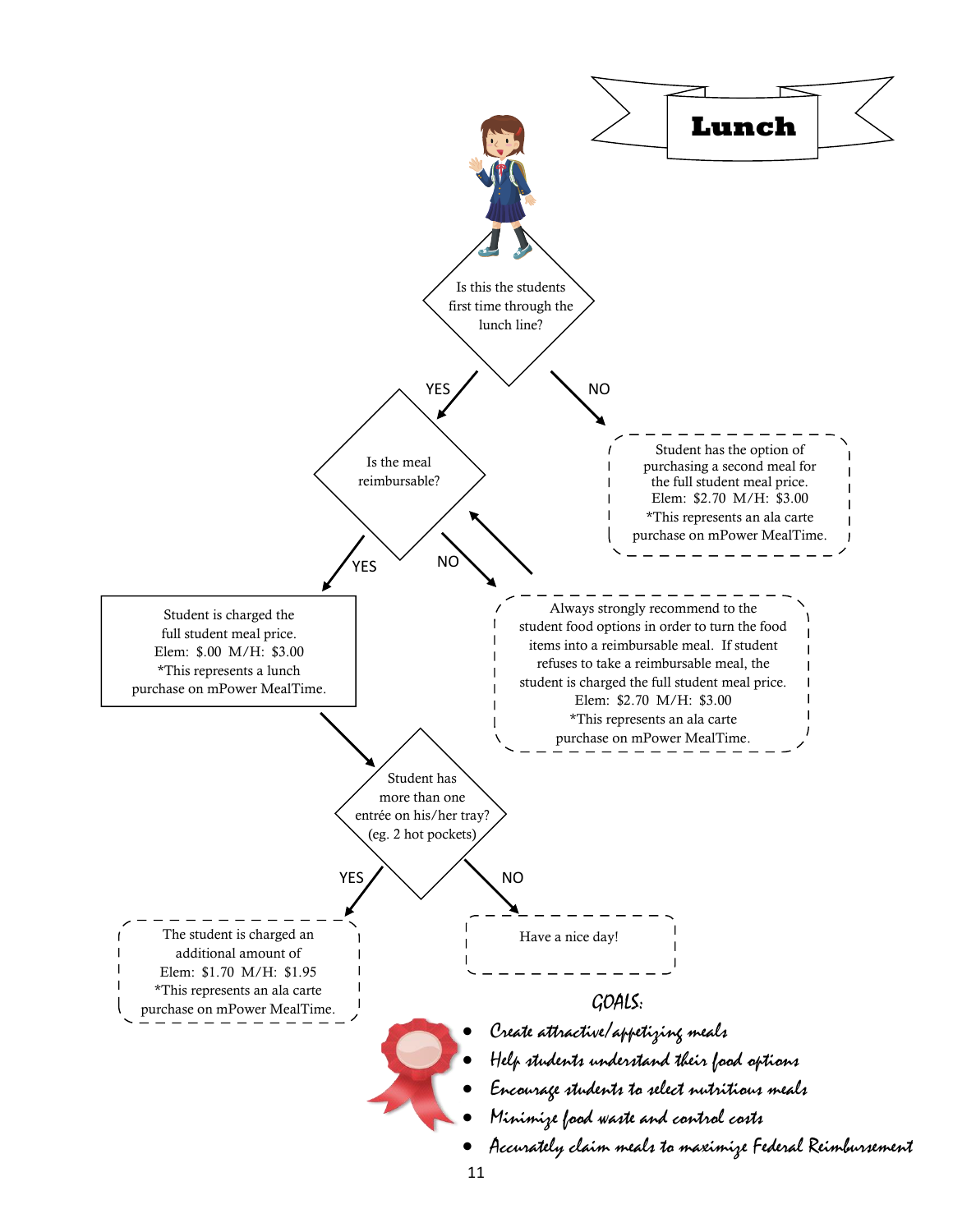# Lunch

Is this the students first time through the lunch line?

YES

NO

Student has the option of purchasing a second meal for the full student meal price.
Elem: $2.70 M/H: $3.00
*This represents an ala carte purchase on mPower MealTime.

Is the meal reimbursable?

YES

NO

Student is charged the full student meal price.
Elem: $.00 M/H: $3.00
*This represents a lunch purchase on mPower MealTime.

Always strongly recommend to the student food options in order to turn the food items into a reimbursable meal. If student refuses to take a reimbursable meal, the student is charged the full student meal price.
Elem: $2.70 M/H: $3.00
*This represents an ala carte purchase on mPower MealTime.

Student has more than one entrée on his/her tray? (eg. 2 hot pockets)

YES

NO

The student is charged an additional amount of
Elem: $1.70 M/H: $1.95
*This represents an ala carte purchase on mPower MealTime.

Have a nice day!

GOALS:

- *Create attractive/appetizing meals*
- *Help students understand their food options*
- *Encourage students to select nutritious meals*
- *Minimize food waste and control costs*
- *Accurately claim meals to maximize Federal Reimbursement*